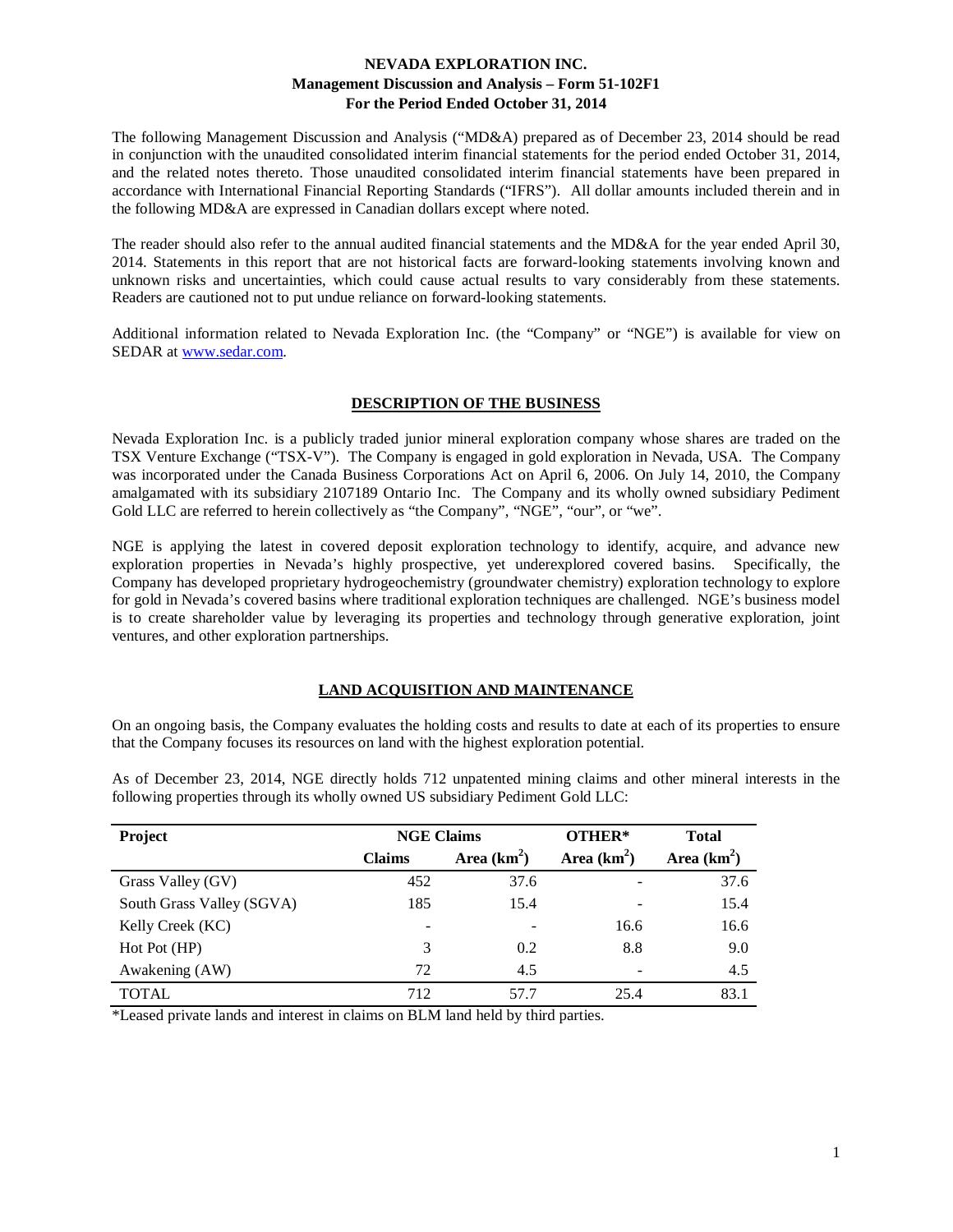# NEVADA EXPLORATION INC.
## Management Discussion and Analysis – Form 51-102F1
## For the Period Ended October 31, 2014

The following Management Discussion and Analysis ("MD&A) prepared as of December 23, 2014 should be read in conjunction with the unaudited consolidated interim financial statements for the period ended October 31, 2014, and the related notes thereto. Those unaudited consolidated interim financial statements have been prepared in accordance with International Financial Reporting Standards ("IFRS"). All dollar amounts included therein and in the following MD&A are expressed in Canadian dollars except where noted.

The reader should also refer to the annual audited financial statements and the MD&A for the year ended April 30, 2014. Statements in this report that are not historical facts are forward-looking statements involving known and unknown risks and uncertainties, which could cause actual results to vary considerably from these statements. Readers are cautioned not to put undue reliance on forward-looking statements.

Additional information related to Nevada Exploration Inc. (the "Company" or "NGE") is available for view on SEDAR at www.sedar.com.

## DESCRIPTION OF THE BUSINESS

Nevada Exploration Inc. is a publicly traded junior mineral exploration company whose shares are traded on the TSX Venture Exchange ("TSX-V"). The Company is engaged in gold exploration in Nevada, USA. The Company was incorporated under the Canada Business Corporations Act on April 6, 2006. On July 14, 2010, the Company amalgamated with its subsidiary 2107189 Ontario Inc. The Company and its wholly owned subsidiary Pediment Gold LLC are referred to herein collectively as "the Company", "NGE", "our", or "we".

NGE is applying the latest in covered deposit exploration technology to identify, acquire, and advance new exploration properties in Nevada's highly prospective, yet underexplored covered basins. Specifically, the Company has developed proprietary hydrogeochemistry (groundwater chemistry) exploration technology to explore for gold in Nevada's covered basins where traditional exploration techniques are challenged. NGE's business model is to create shareholder value by leveraging its properties and technology through generative exploration, joint ventures, and other exploration partnerships.

## LAND ACQUISITION AND MAINTENANCE

On an ongoing basis, the Company evaluates the holding costs and results to date at each of its properties to ensure that the Company focuses its resources on land with the highest exploration potential.

As of December 23, 2014, NGE directly holds 712 unpatented mining claims and other mineral interests in the following properties through its wholly owned US subsidiary Pediment Gold LLC:

| Project | NGE Claims | | OTHER* | Total |
|---|---|---|---|---|
| | Claims | Area (km$^2$) | Area (km$^2$) | Area (km$^2$) |
| Grass Valley (GV) | 452 | 37.6 | - | 37.6 |
| South Grass Valley (SGVA) | 185 | 15.4 | - | 15.4 |
| Kelly Creek (KC) | - | - | 16.6 | 16.6 |
| Hot Pot (HP) | 3 | 0.2 | 8.8 | 9.0 |
| Awakening (AW) | 72 | 4.5 | - | 4.5 |
| TOTAL | 712 | 57.7 | 25.4 | 83.1 |

*Leased private lands and interest in claims on BLM land held by third parties.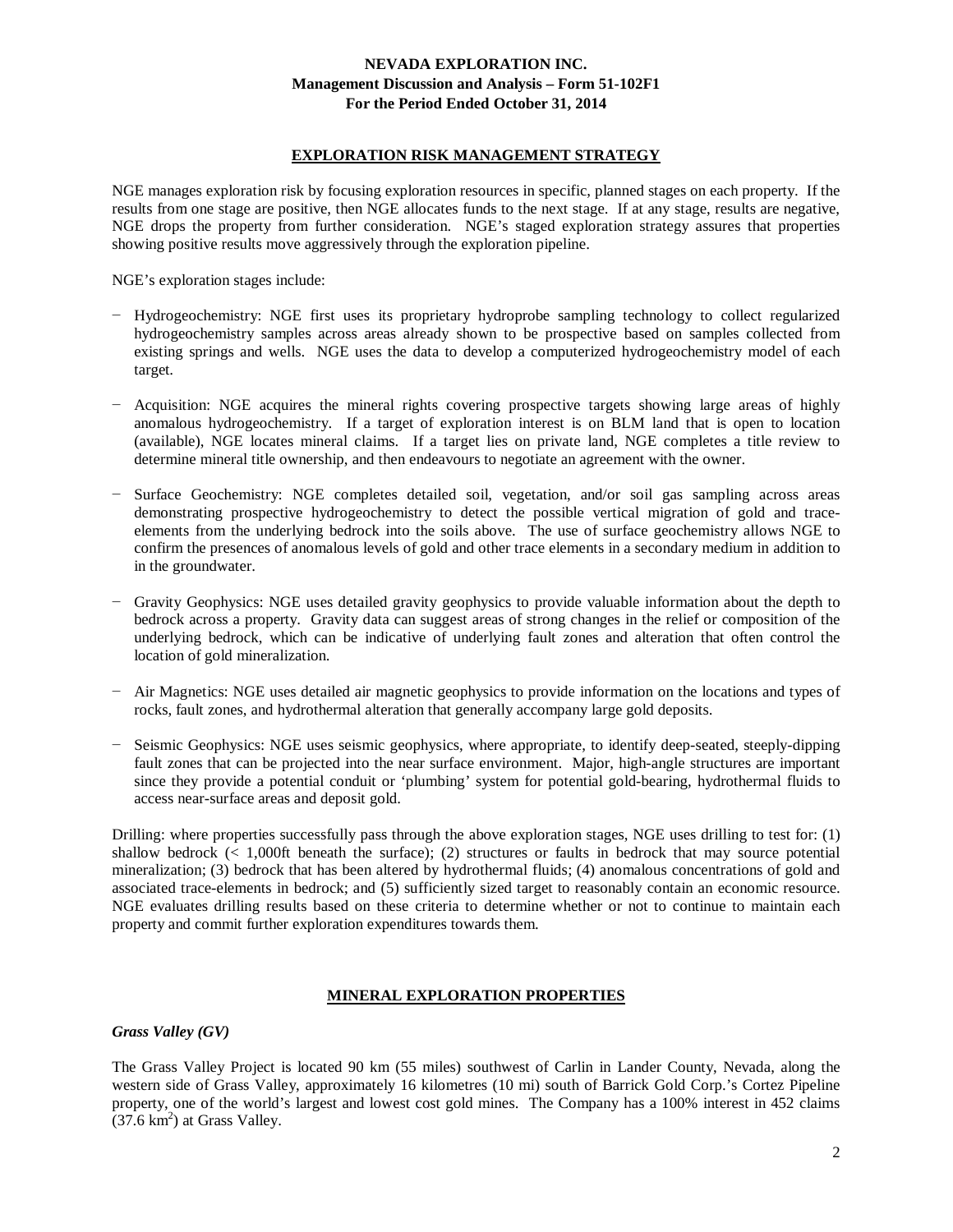## EXPLORATION RISK MANAGEMENT STRATEGY

NGE manages exploration risk by focusing exploration resources in specific, planned stages on each property. If the results from one stage are positive, then NGE allocates funds to the next stage. If at any stage, results are negative, NGE drops the property from further consideration. NGE's staged exploration strategy assures that properties showing positive results move aggressively through the exploration pipeline.

NGE's exploration stages include:

- Hydrogeochemistry: NGE first uses its proprietary hydroprobe sampling technology to collect regularized hydrogeochemistry samples across areas already shown to be prospective based on samples collected from existing springs and wells. NGE uses the data to develop a computerized hydrogeochemistry model of each target.
- Acquisition: NGE acquires the mineral rights covering prospective targets showing large areas of highly anomalous hydrogeochemistry. If a target of exploration interest is on BLM land that is open to location (available), NGE locates mineral claims. If a target lies on private land, NGE completes a title review to determine mineral title ownership, and then endeavours to negotiate an agreement with the owner.
- Surface Geochemistry: NGE completes detailed soil, vegetation, and/or soil gas sampling across areas demonstrating prospective hydrogeochemistry to detect the possible vertical migration of gold and trace-elements from the underlying bedrock into the soils above. The use of surface geochemistry allows NGE to confirm the presences of anomalous levels of gold and other trace elements in a secondary medium in addition to in the groundwater.
- Gravity Geophysics: NGE uses detailed gravity geophysics to provide valuable information about the depth to bedrock across a property. Gravity data can suggest areas of strong changes in the relief or composition of the underlying bedrock, which can be indicative of underlying fault zones and alteration that often control the location of gold mineralization.
- Air Magnetics: NGE uses detailed air magnetic geophysics to provide information on the locations and types of rocks, fault zones, and hydrothermal alteration that generally accompany large gold deposits.
- Seismic Geophysics: NGE uses seismic geophysics, where appropriate, to identify deep-seated, steeply-dipping fault zones that can be projected into the near surface environment. Major, high-angle structures are important since they provide a potential conduit or 'plumbing' system for potential gold-bearing, hydrothermal fluids to access near-surface areas and deposit gold.

Drilling: where properties successfully pass through the above exploration stages, NGE uses drilling to test for: (1) shallow bedrock (< 1,000ft beneath the surface); (2) structures or faults in bedrock that may source potential mineralization; (3) bedrock that has been altered by hydrothermal fluids; (4) anomalous concentrations of gold and associated trace-elements in bedrock; and (5) sufficiently sized target to reasonably contain an economic resource. NGE evaluates drilling results based on these criteria to determine whether or not to continue to maintain each property and commit further exploration expenditures towards them.

## MINERAL EXPLORATION PROPERTIES

### *Grass Valley (GV)*

The Grass Valley Project is located 90 km (55 miles) southwest of Carlin in Lander County, Nevada, along the western side of Grass Valley, approximately 16 kilometres (10 mi) south of Barrick Gold Corp.'s Cortez Pipeline property, one of the world's largest and lowest cost gold mines. The Company has a 100% interest in 452 claims (37.6 $km^2$) at Grass Valley.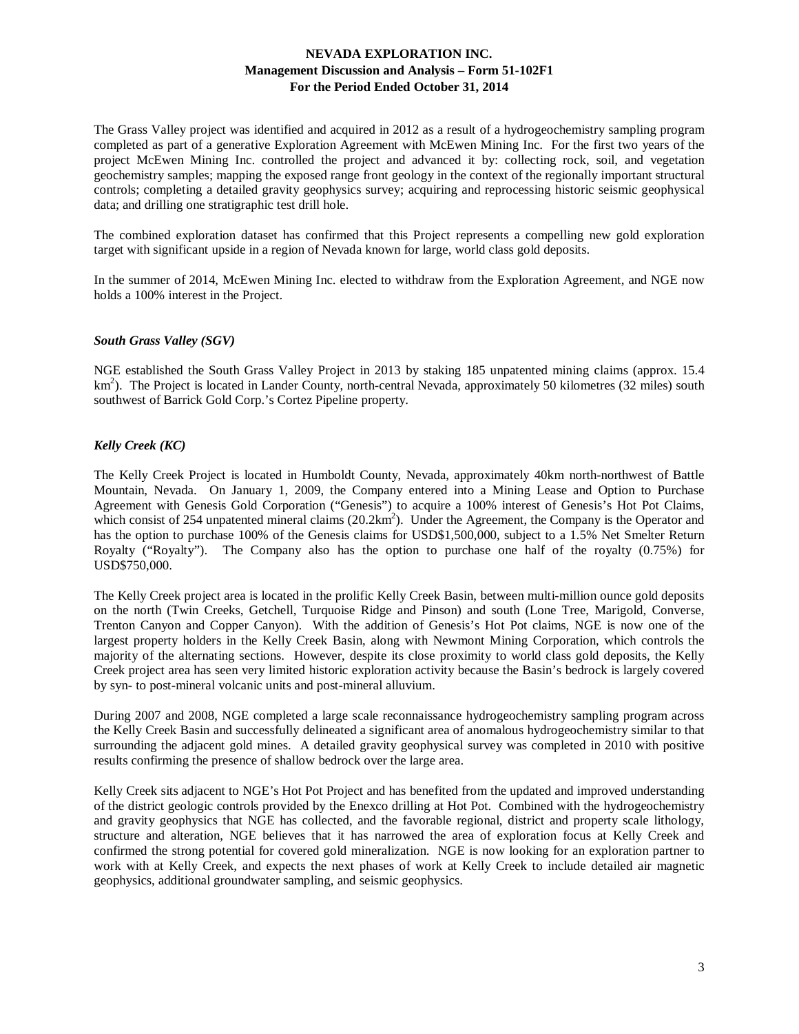The Grass Valley project was identified and acquired in 2012 as a result of a hydrogeochemistry sampling program completed as part of a generative Exploration Agreement with McEwen Mining Inc. For the first two years of the project McEwen Mining Inc. controlled the project and advanced it by: collecting rock, soil, and vegetation geochemistry samples; mapping the exposed range front geology in the context of the regionally important structural controls; completing a detailed gravity geophysics survey; acquiring and reprocessing historic seismic geophysical data; and drilling one stratigraphic test drill hole.

The combined exploration dataset has confirmed that this Project represents a compelling new gold exploration target with significant upside in a region of Nevada known for large, world class gold deposits.

In the summer of 2014, McEwen Mining Inc. elected to withdraw from the Exploration Agreement, and NGE now holds a 100% interest in the Project.

### *South Grass Valley (SGV)*

NGE established the South Grass Valley Project in 2013 by staking 185 unpatented mining claims (approx. 15.4 $km^2$). The Project is located in Lander County, north-central Nevada, approximately 50 kilometres (32 miles) south southwest of Barrick Gold Corp.'s Cortez Pipeline property.

### *Kelly Creek (KC)*

The Kelly Creek Project is located in Humboldt County, Nevada, approximately 40km north-northwest of Battle Mountain, Nevada. On January 1, 2009, the Company entered into a Mining Lease and Option to Purchase Agreement with Genesis Gold Corporation ("Genesis") to acquire a 100% interest of Genesis's Hot Pot Claims, which consist of 254 unpatented mineral claims (20.2$km^2$). Under the Agreement, the Company is the Operator and has the option to purchase 100% of the Genesis claims for USD$1,500,000, subject to a 1.5% Net Smelter Return Royalty ("Royalty"). The Company also has the option to purchase one half of the royalty (0.75%) for USD$750,000.

The Kelly Creek project area is located in the prolific Kelly Creek Basin, between multi-million ounce gold deposits on the north (Twin Creeks, Getchell, Turquoise Ridge and Pinson) and south (Lone Tree, Marigold, Converse, Trenton Canyon and Copper Canyon). With the addition of Genesis's Hot Pot claims, NGE is now one of the largest property holders in the Kelly Creek Basin, along with Newmont Mining Corporation, which controls the majority of the alternating sections. However, despite its close proximity to world class gold deposits, the Kelly Creek project area has seen very limited historic exploration activity because the Basin's bedrock is largely covered by syn- to post-mineral volcanic units and post-mineral alluvium.

During 2007 and 2008, NGE completed a large scale reconnaissance hydrogeochemistry sampling program across the Kelly Creek Basin and successfully delineated a significant area of anomalous hydrogeochemistry similar to that surrounding the adjacent gold mines. A detailed gravity geophysical survey was completed in 2010 with positive results confirming the presence of shallow bedrock over the large area.

Kelly Creek sits adjacent to NGE's Hot Pot Project and has benefited from the updated and improved understanding of the district geologic controls provided by the Enexco drilling at Hot Pot. Combined with the hydrogeochemistry and gravity geophysics that NGE has collected, and the favorable regional, district and property scale lithology, structure and alteration, NGE believes that it has narrowed the area of exploration focus at Kelly Creek and confirmed the strong potential for covered gold mineralization. NGE is now looking for an exploration partner to work with at Kelly Creek, and expects the next phases of work at Kelly Creek to include detailed air magnetic geophysics, additional groundwater sampling, and seismic geophysics.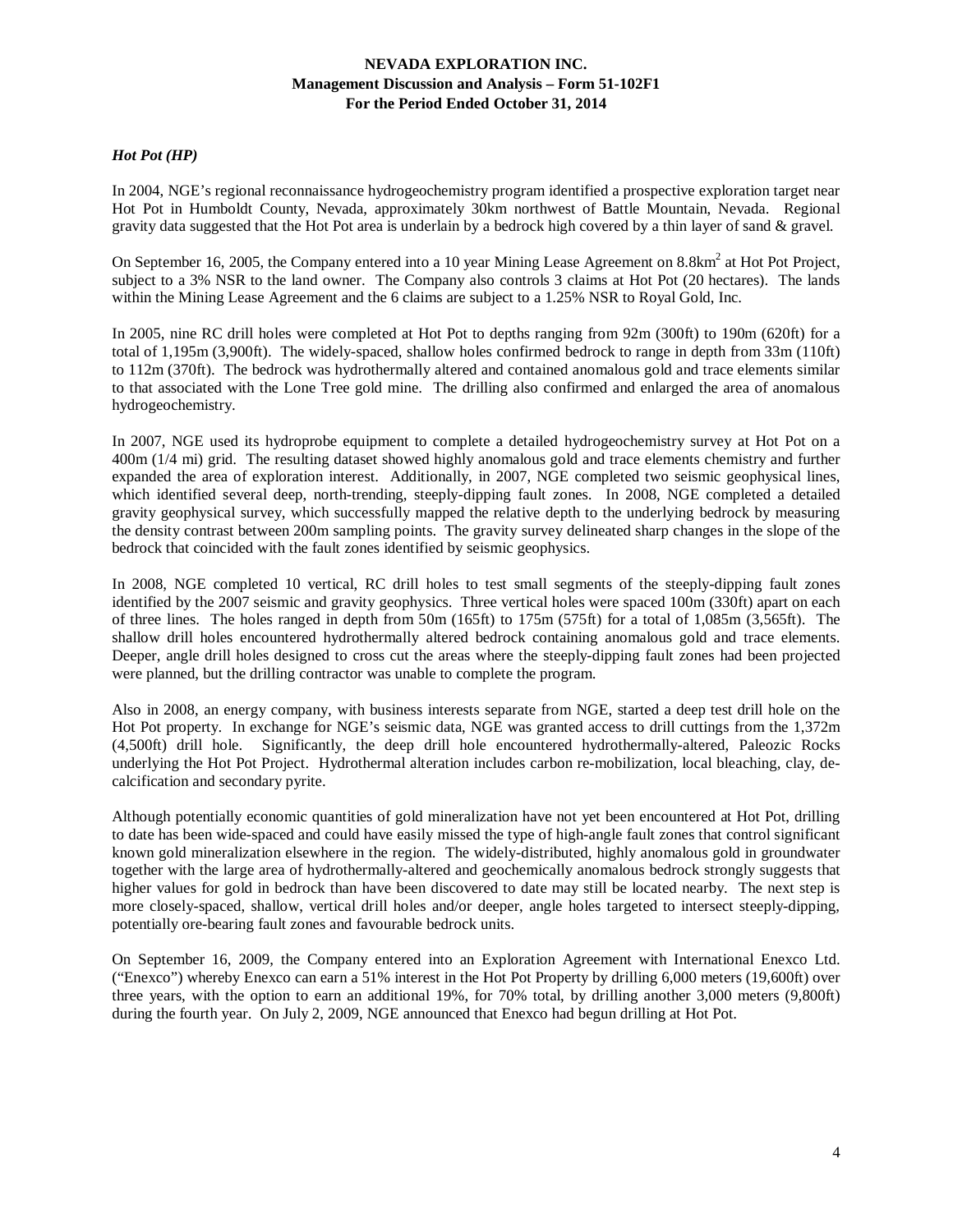### *Hot Pot (HP)*

In 2004, NGE's regional reconnaissance hydrogeochemistry program identified a prospective exploration target near Hot Pot in Humboldt County, Nevada, approximately 30km northwest of Battle Mountain, Nevada. Regional gravity data suggested that the Hot Pot area is underlain by a bedrock high covered by a thin layer of sand & gravel.

On September 16, 2005, the Company entered into a 10 year Mining Lease Agreement on 8.8km$^2$ at Hot Pot Project, subject to a 3% NSR to the land owner. The Company also controls 3 claims at Hot Pot (20 hectares). The lands within the Mining Lease Agreement and the 6 claims are subject to a 1.25% NSR to Royal Gold, Inc.

In 2005, nine RC drill holes were completed at Hot Pot to depths ranging from 92m (300ft) to 190m (620ft) for a total of 1,195m (3,900ft). The widely-spaced, shallow holes confirmed bedrock to range in depth from 33m (110ft) to 112m (370ft). The bedrock was hydrothermally altered and contained anomalous gold and trace elements similar to that associated with the Lone Tree gold mine. The drilling also confirmed and enlarged the area of anomalous hydrogeochemistry.

In 2007, NGE used its hydroprobe equipment to complete a detailed hydrogeochemistry survey at Hot Pot on a 400m (1/4 mi) grid. The resulting dataset showed highly anomalous gold and trace elements chemistry and further expanded the area of exploration interest. Additionally, in 2007, NGE completed two seismic geophysical lines, which identified several deep, north-trending, steeply-dipping fault zones. In 2008, NGE completed a detailed gravity geophysical survey, which successfully mapped the relative depth to the underlying bedrock by measuring the density contrast between 200m sampling points. The gravity survey delineated sharp changes in the slope of the bedrock that coincided with the fault zones identified by seismic geophysics.

In 2008, NGE completed 10 vertical, RC drill holes to test small segments of the steeply-dipping fault zones identified by the 2007 seismic and gravity geophysics. Three vertical holes were spaced 100m (330ft) apart on each of three lines. The holes ranged in depth from 50m (165ft) to 175m (575ft) for a total of 1,085m (3,565ft). The shallow drill holes encountered hydrothermally altered bedrock containing anomalous gold and trace elements. Deeper, angle drill holes designed to cross cut the areas where the steeply-dipping fault zones had been projected were planned, but the drilling contractor was unable to complete the program.

Also in 2008, an energy company, with business interests separate from NGE, started a deep test drill hole on the Hot Pot property. In exchange for NGE's seismic data, NGE was granted access to drill cuttings from the 1,372m (4,500ft) drill hole. Significantly, the deep drill hole encountered hydrothermally-altered, Paleozoic Rocks underlying the Hot Pot Project. Hydrothermal alteration includes carbon re-mobilization, local bleaching, clay, de-calcification and secondary pyrite.

Although potentially economic quantities of gold mineralization have not yet been encountered at Hot Pot, drilling to date has been wide-spaced and could have easily missed the type of high-angle fault zones that control significant known gold mineralization elsewhere in the region. The widely-distributed, highly anomalous gold in groundwater together with the large area of hydrothermally-altered and geochemically anomalous bedrock strongly suggests that higher values for gold in bedrock than have been discovered to date may still be located nearby. The next step is more closely-spaced, shallow, vertical drill holes and/or deeper, angle holes targeted to intersect steeply-dipping, potentially ore-bearing fault zones and favourable bedrock units.

On September 16, 2009, the Company entered into an Exploration Agreement with International Enexco Ltd. ("Enexco") whereby Enexco can earn a 51% interest in the Hot Pot Property by drilling 6,000 meters (19,600ft) over three years, with the option to earn an additional 19%, for 70% total, by drilling another 3,000 meters (9,800ft) during the fourth year. On July 2, 2009, NGE announced that Enexco had begun drilling at Hot Pot.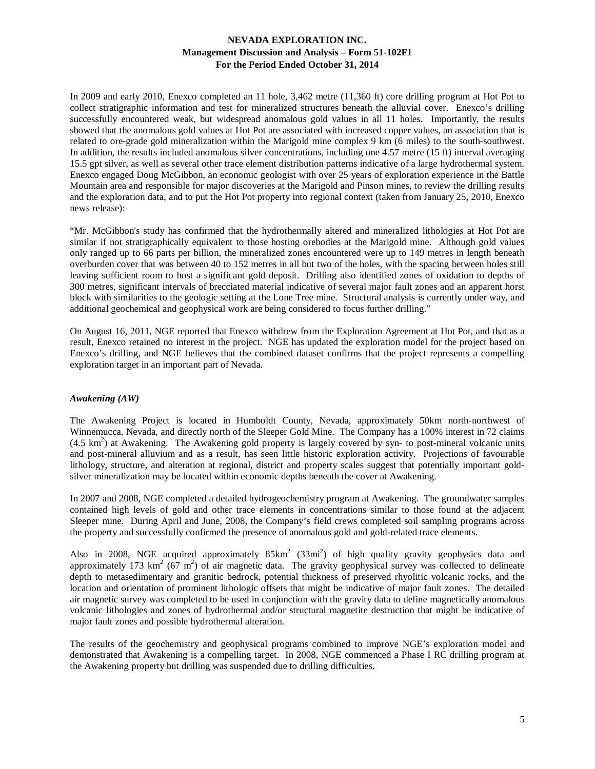In 2009 and early 2010, Enexco completed an 11 hole, 3,462 metre (11,360 ft) core drilling program at Hot Pot to collect stratigraphic information and test for mineralized structures beneath the alluvial cover. Enexco's drilling successfully encountered weak, but widespread anomalous gold values in all 11 holes. Importantly, the results showed that the anomalous gold values at Hot Pot are associated with increased copper values, an association that is related to ore-grade gold mineralization within the Marigold mine complex 9 km (6 miles) to the south-southwest. In addition, the results included anomalous silver concentrations, including one 4.57 metre (15 ft) interval averaging 15.5 gpt silver, as well as several other trace element distribution patterns indicative of a large hydrothermal system. Enexco engaged Doug McGibbon, an economic geologist with over 25 years of exploration experience in the Battle Mountain area and responsible for major discoveries at the Marigold and Pinson mines, to review the drilling results and the exploration data, and to put the Hot Pot property into regional context (taken from January 25, 2010, Enexco news release):

"Mr. McGibbon's study has confirmed that the hydrothermally altered and mineralized lithologies at Hot Pot are similar if not stratigraphically equivalent to those hosting orebodies at the Marigold mine. Although gold values only ranged up to 66 parts per billion, the mineralized zones encountered were up to 149 metres in length beneath overburden cover that was between 40 to 152 metres in all but two of the holes, with the spacing between holes still leaving sufficient room to host a significant gold deposit. Drilling also identified zones of oxidation to depths of 300 metres, significant intervals of brecciated material indicative of several major fault zones and an apparent horst block with similarities to the geologic setting at the Lone Tree mine. Structural analysis is currently under way, and additional geochemical and geophysical work are being considered to focus further drilling."

On August 16, 2011, NGE reported that Enexco withdrew from the Exploration Agreement at Hot Pot, and that as a result, Enexco retained no interest in the project. NGE has updated the exploration model for the project based on Enexco's drilling, and NGE believes that the combined dataset confirms that the project represents a compelling exploration target in an important part of Nevada.

### *Awakening (AW)*

The Awakening Project is located in Humboldt County, Nevada, approximately 50km north-northwest of Winnemucca, Nevada, and directly north of the Sleeper Gold Mine. The Company has a 100% interest in 72 claims (4.5 $km^2$) at Awakening. The Awakening gold property is largely covered by syn- to post-mineral volcanic units and post-mineral alluvium and as a result, has seen little historic exploration activity. Projections of favourable lithology, structure, and alteration at regional, district and property scales suggest that potentially important gold-silver mineralization may be located within economic depths beneath the cover at Awakening.

In 2007 and 2008, NGE completed a detailed hydrogeochemistry program at Awakening. The groundwater samples contained high levels of gold and other trace elements in concentrations similar to those found at the adjacent Sleeper mine. During April and June, 2008, the Company's field crews completed soil sampling programs across the property and successfully confirmed the presence of anomalous gold and gold-related trace elements.

Also in 2008, NGE acquired approximately 85$km^2$ (33$mi^2$) of high quality gravity geophysics data and approximately 173 $km^2$ (67 $m^2$) of air magnetic data. The gravity geophysical survey was collected to delineate depth to metasedimentary and granitic bedrock, potential thickness of preserved rhyolitic volcanic rocks, and the location and orientation of prominent lithologic offsets that might be indicative of major fault zones. The detailed air magnetic survey was completed to be used in conjunction with the gravity data to define magnetically anomalous volcanic lithologies and zones of hydrothermal and/or structural magnetite destruction that might be indicative of major fault zones and possible hydrothermal alteration.

The results of the geochemistry and geophysical programs combined to improve NGE's exploration model and demonstrated that Awakening is a compelling target. In 2008, NGE commenced a Phase I RC drilling program at the Awakening property but drilling was suspended due to drilling difficulties.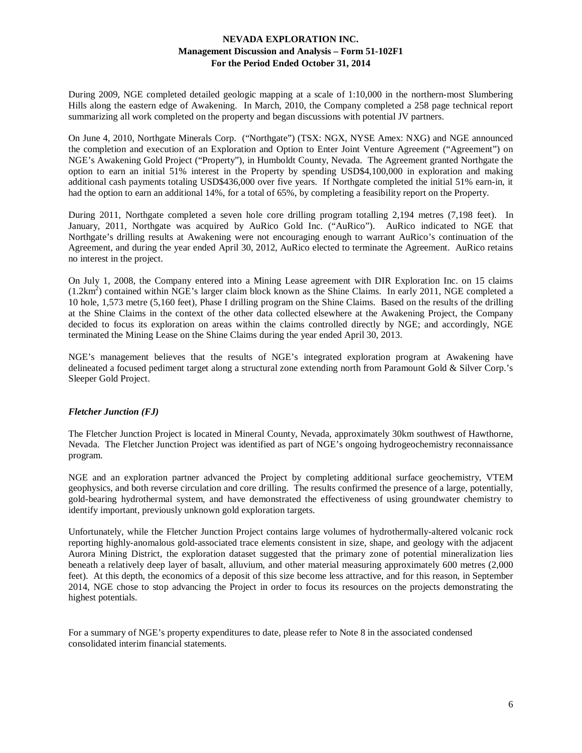During 2009, NGE completed detailed geologic mapping at a scale of 1:10,000 in the northern-most Slumbering Hills along the eastern edge of Awakening. In March, 2010, the Company completed a 258 page technical report summarizing all work completed on the property and began discussions with potential JV partners.

On June 4, 2010, Northgate Minerals Corp. ("Northgate") (TSX: NGX, NYSE Amex: NXG) and NGE announced the completion and execution of an Exploration and Option to Enter Joint Venture Agreement ("Agreement") on NGE's Awakening Gold Project ("Property"), in Humboldt County, Nevada. The Agreement granted Northgate the option to earn an initial 51% interest in the Property by spending USD$4,100,000 in exploration and making additional cash payments totaling USD$436,000 over five years. If Northgate completed the initial 51% earn-in, it had the option to earn an additional 14%, for a total of 65%, by completing a feasibility report on the Property.

During 2011, Northgate completed a seven hole core drilling program totalling 2,194 metres (7,198 feet). In January, 2011, Northgate was acquired by AuRico Gold Inc. ("AuRico"). AuRico indicated to NGE that Northgate's drilling results at Awakening were not encouraging enough to warrant AuRico's continuation of the Agreement, and during the year ended April 30, 2012, AuRico elected to terminate the Agreement. AuRico retains no interest in the project.

On July 1, 2008, the Company entered into a Mining Lease agreement with DIR Exploration Inc. on 15 claims ($1.2km^2$) contained within NGE's larger claim block known as the Shine Claims. In early 2011, NGE completed a 10 hole, 1,573 metre (5,160 feet), Phase I drilling program on the Shine Claims. Based on the results of the drilling at the Shine Claims in the context of the other data collected elsewhere at the Awakening Project, the Company decided to focus its exploration on areas within the claims controlled directly by NGE; and accordingly, NGE terminated the Mining Lease on the Shine Claims during the year ended April 30, 2013.

NGE's management believes that the results of NGE's integrated exploration program at Awakening have delineated a focused pediment target along a structural zone extending north from Paramount Gold & Silver Corp.'s Sleeper Gold Project.

### *Fletcher Junction (FJ)*

The Fletcher Junction Project is located in Mineral County, Nevada, approximately 30km southwest of Hawthorne, Nevada. The Fletcher Junction Project was identified as part of NGE's ongoing hydrogeochemistry reconnaissance program.

NGE and an exploration partner advanced the Project by completing additional surface geochemistry, VTEM geophysics, and both reverse circulation and core drilling. The results confirmed the presence of a large, potentially, gold-bearing hydrothermal system, and have demonstrated the effectiveness of using groundwater chemistry to identify important, previously unknown gold exploration targets.

Unfortunately, while the Fletcher Junction Project contains large volumes of hydrothermally-altered volcanic rock reporting highly-anomalous gold-associated trace elements consistent in size, shape, and geology with the adjacent Aurora Mining District, the exploration dataset suggested that the primary zone of potential mineralization lies beneath a relatively deep layer of basalt, alluvium, and other material measuring approximately 600 metres (2,000 feet). At this depth, the economics of a deposit of this size become less attractive, and for this reason, in September 2014, NGE chose to stop advancing the Project in order to focus its resources on the projects demonstrating the highest potentials.

For a summary of NGE's property expenditures to date, please refer to Note 8 in the associated condensed consolidated interim financial statements.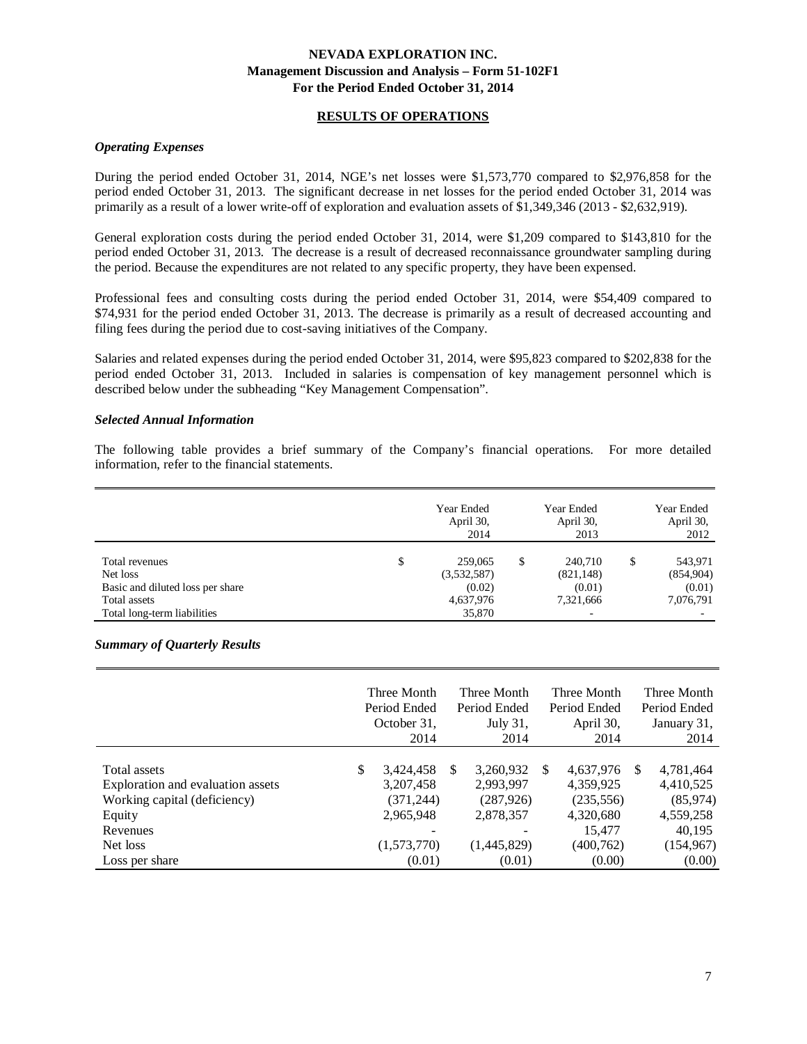## RESULTS OF OPERATIONS

### *Operating Expenses*

During the period ended October 31, 2014, NGE's net losses were $1,573,770 compared to $2,976,858 for the period ended October 31, 2013. The significant decrease in net losses for the period ended October 31, 2014 was primarily as a result of a lower write-off of exploration and evaluation assets of $1,349,346 (2013 - $2,632,919).

General exploration costs during the period ended October 31, 2014, were $1,209 compared to $143,810 for the period ended October 31, 2013. The decrease is a result of decreased reconnaissance groundwater sampling during the period. Because the expenditures are not related to any specific property, they have been expensed.

Professional fees and consulting costs during the period ended October 31, 2014, were $54,409 compared to $74,931 for the period ended October 31, 2013. The decrease is primarily as a result of decreased accounting and filing fees during the period due to cost-saving initiatives of the Company.

Salaries and related expenses during the period ended October 31, 2014, were $95,823 compared to $202,838 for the period ended October 31, 2013. Included in salaries is compensation of key management personnel which is described below under the subheading "Key Management Compensation".

### *Selected Annual Information*

The following table provides a brief summary of the Company's financial operations. For more detailed information, refer to the financial statements.

| | Year Ended April 30, 2014 | Year Ended April 30, 2013 | Year Ended April 30, 2012 |
|---|---|---|---|
| Total revenues | $ 259,065 | $ 240,710 | $ 543,971 |
| Net loss | (3,532,587) | (821,148) | (854,904) |
| Basic and diluted loss per share | (0.02) | (0.01) | (0.01) |
| Total assets | 4,637,976 | 7,321,666 | 7,076,791 |
| Total long-term liabilities | 35,870 | - | - |

### *Summary of Quarterly Results*

| | Three Month Period Ended October 31, 2014 | Three Month Period Ended July 31, 2014 | Three Month Period Ended April 30, 2014 | Three Month Period Ended January 31, 2014 |
|---|---|---|---|---|
| Total assets | $ 3,424,458 | $ 3,260,932 | $ 4,637,976 | $ 4,781,464 |
| Exploration and evaluation assets | 3,207,458 | 2,993,997 | 4,359,925 | 4,410,525 |
| Working capital (deficiency) | (371,244) | (287,926) | (235,556) | (85,974) |
| Equity | 2,965,948 | 2,878,357 | 4,320,680 | 4,559,258 |
| Revenues | - | - | 15,477 | 40,195 |
| Net loss | (1,573,770) | (1,445,829) | (400,762) | (154,967) |
| Loss per share | (0.01) | (0.01) | (0.00) | (0.00) |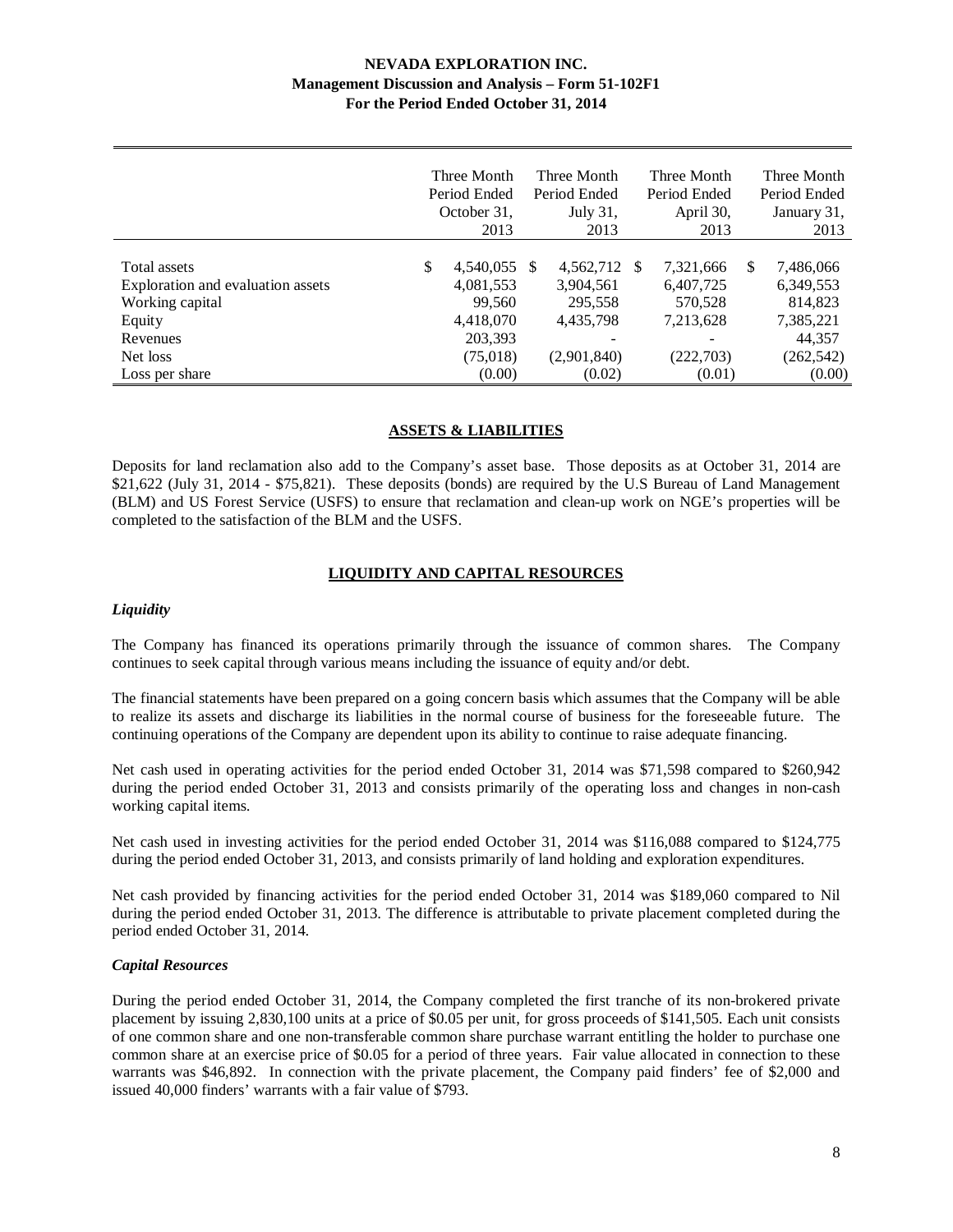|  | Three Month Period Ended October 31, 2013 | Three Month Period Ended July 31, 2013 | Three Month Period Ended April 30, 2013 | Three Month Period Ended January 31, 2013 |
|---|---|---|---|---|
| Total assets | $ 4,540,055 | $ 4,562,712 | $ 7,321,666 | $ 7,486,066 |
| Exploration and evaluation assets | 4,081,553 | 3,904,561 | 6,407,725 | 6,349,553 |
| Working capital | 99,560 | 295,558 | 570,528 | 814,823 |
| Equity | 4,418,070 | 4,435,798 | 7,213,628 | 7,385,221 |
| Revenues | 203,393 | - | - | 44,357 |
| Net loss | (75,018) | (2,901,840) | (222,703) | (262,542) |
| Loss per share | (0.00) | (0.02) | (0.01) | (0.00) |

## ASSETS & LIABILITIES

Deposits for land reclamation also add to the Company's asset base. Those deposits as at October 31, 2014 are $21,622 (July 31, 2014 - $75,821). These deposits (bonds) are required by the U.S Bureau of Land Management (BLM) and US Forest Service (USFS) to ensure that reclamation and clean-up work on NGE's properties will be completed to the satisfaction of the BLM and the USFS.

## LIQUIDITY AND CAPITAL RESOURCES

### *Liquidity*

The Company has financed its operations primarily through the issuance of common shares. The Company continues to seek capital through various means including the issuance of equity and/or debt.

The financial statements have been prepared on a going concern basis which assumes that the Company will be able to realize its assets and discharge its liabilities in the normal course of business for the foreseeable future. The continuing operations of the Company are dependent upon its ability to continue to raise adequate financing.

Net cash used in operating activities for the period ended October 31, 2014 was $71,598 compared to $260,942 during the period ended October 31, 2013 and consists primarily of the operating loss and changes in non-cash working capital items.

Net cash used in investing activities for the period ended October 31, 2014 was $116,088 compared to $124,775 during the period ended October 31, 2013, and consists primarily of land holding and exploration expenditures.

Net cash provided by financing activities for the period ended October 31, 2014 was $189,060 compared to Nil during the period ended October 31, 2013. The difference is attributable to private placement completed during the period ended October 31, 2014.

### *Capital Resources*

During the period ended October 31, 2014, the Company completed the first tranche of its non-brokered private placement by issuing 2,830,100 units at a price of $0.05 per unit, for gross proceeds of $141,505. Each unit consists of one common share and one non-transferable common share purchase warrant entitling the holder to purchase one common share at an exercise price of $0.05 for a period of three years. Fair value allocated in connection to these warrants was $46,892. In connection with the private placement, the Company paid finders' fee of $2,000 and issued 40,000 finders' warrants with a fair value of $793.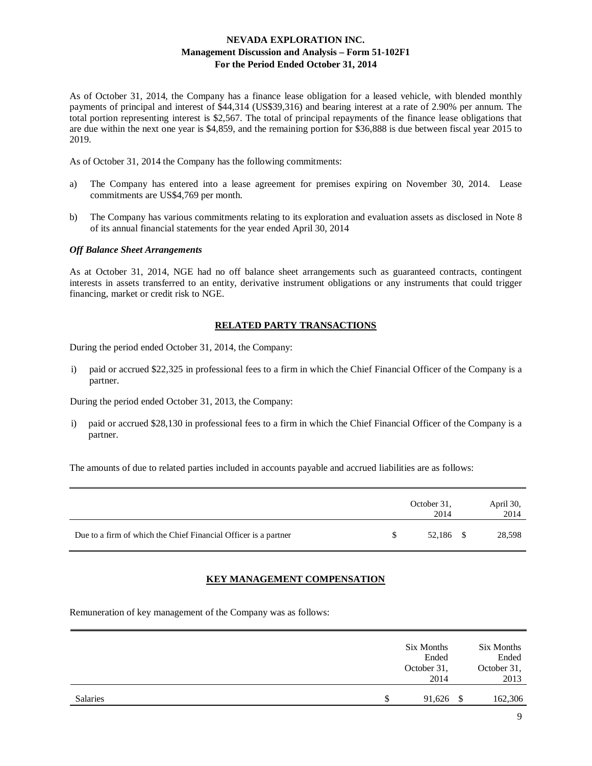As of October 31, 2014, the Company has a finance lease obligation for a leased vehicle, with blended monthly payments of principal and interest of $44,314 (US$39,316) and bearing interest at a rate of 2.90% per annum. The total portion representing interest is $2,567. The total of principal repayments of the finance lease obligations that are due within the next one year is $4,859, and the remaining portion for $36,888 is due between fiscal year 2015 to 2019.

As of October 31, 2014 the Company has the following commitments:

a) The Company has entered into a lease agreement for premises expiring on November 30, 2014. Lease commitments are US$4,769 per month.

b) The Company has various commitments relating to its exploration and evaluation assets as disclosed in Note 8 of its annual financial statements for the year ended April 30, 2014

***Off Balance Sheet Arrangements***

As at October 31, 2014, NGE had no off balance sheet arrangements such as guaranteed contracts, contingent interests in assets transferred to an entity, derivative instrument obligations or any instruments that could trigger financing, market or credit risk to NGE.

## RELATED PARTY TRANSACTIONS

During the period ended October 31, 2014, the Company:

i) paid or accrued $22,325 in professional fees to a firm in which the Chief Financial Officer of the Company is a partner.

During the period ended October 31, 2013, the Company:

i) paid or accrued $28,130 in professional fees to a firm in which the Chief Financial Officer of the Company is a partner.

The amounts of due to related parties included in accounts payable and accrued liabilities are as follows:

| | October 31, 2014 | April 30, 2014 |
|---|---|---|
| Due to a firm of which the Chief Financial Officer is a partner | $ 52,186 | $ 28,598 |

## KEY MANAGEMENT COMPENSATION

Remuneration of key management of the Company was as follows:

| | Six Months Ended October 31, 2014 | Six Months Ended October 31, 2013 |
|---|---|---|
| Salaries | $ 91,626 | $ 162,306 |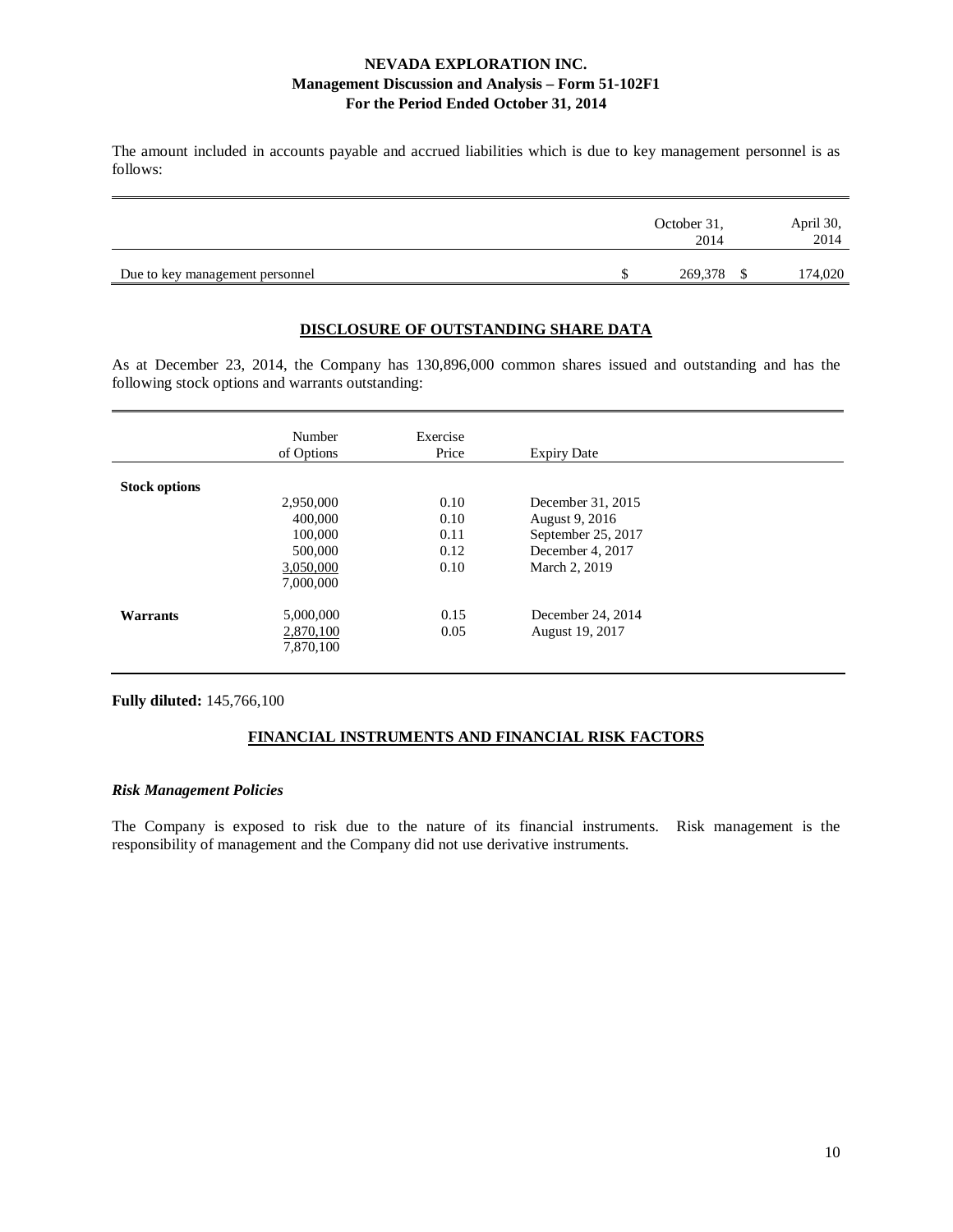The amount included in accounts payable and accrued liabilities which is due to key management personnel is as follows:

| | October 31, 2014 | April 30, 2014 |
|---|---|---|
| Due to key management personnel | $ 269,378 | $ 174,020 |

## DISCLOSURE OF OUTSTANDING SHARE DATA

As at December 23, 2014, the Company has 130,896,000 common shares issued and outstanding and has the following stock options and warrants outstanding:

| | Number of Options | Exercise Price | Expiry Date |
|---|---|---|---|
| **Stock options** | | | |
| | 2,950,000 | 0.10 | December 31, 2015 |
| | 400,000 | 0.10 | August 9, 2016 |
| | 100,000 | 0.11 | September 25, 2017 |
| | 500,000 | 0.12 | December 4, 2017 |
| | 3,050,000 | 0.10 | March 2, 2019 |
| | 7,000,000 | | |
| **Warrants** | 5,000,000 | 0.15 | December 24, 2014 |
| | 2,870,100 | 0.05 | August 19, 2017 |
| | 7,870,100 | | |

**Fully diluted:** 145,766,100

## FINANCIAL INSTRUMENTS AND FINANCIAL RISK FACTORS

### *Risk Management Policies*

The Company is exposed to risk due to the nature of its financial instruments. Risk management is the responsibility of management and the Company did not use derivative instruments.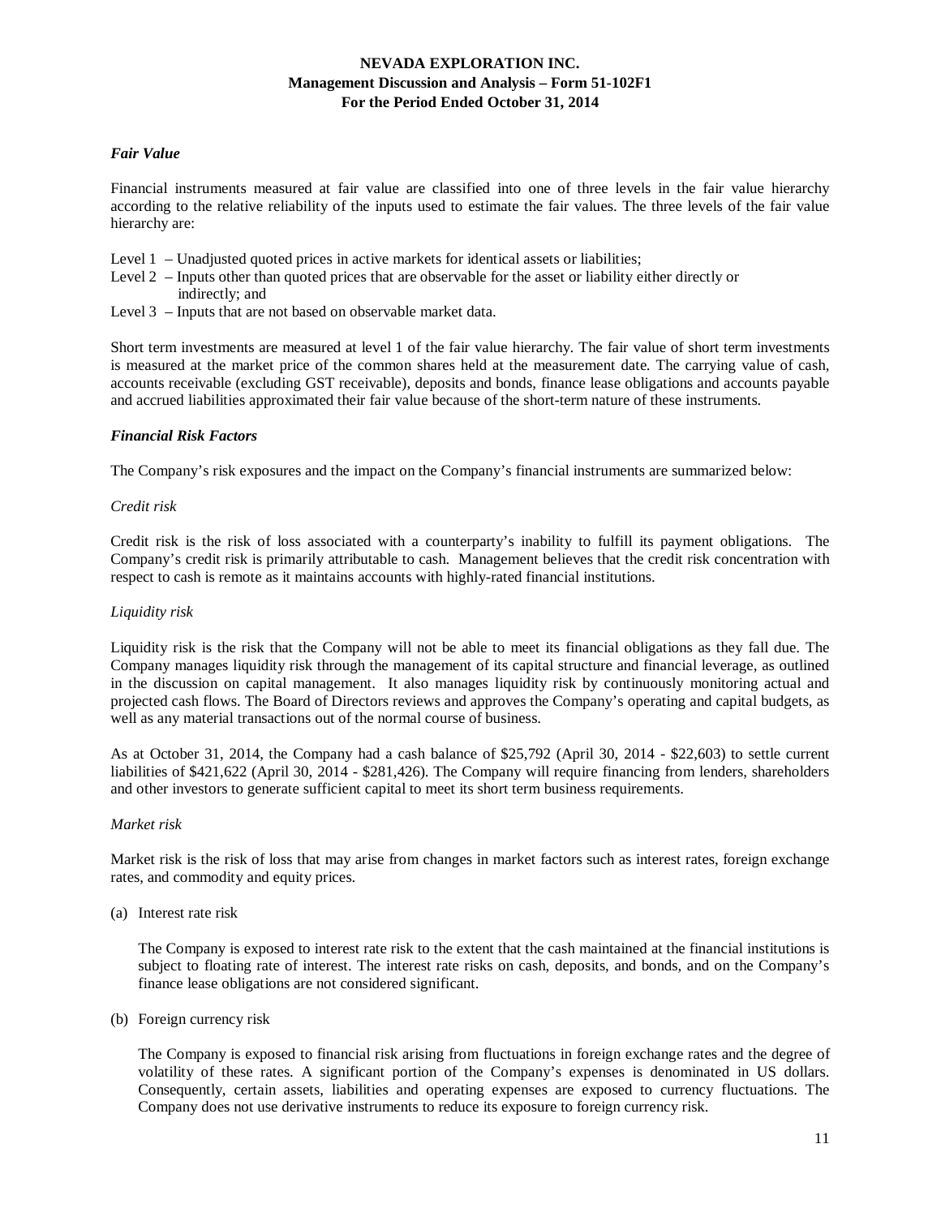*Fair Value*

Financial instruments measured at fair value are classified into one of three levels in the fair value hierarchy according to the relative reliability of the inputs used to estimate the fair values. The three levels of the fair value hierarchy are:

Level 1 – Unadjusted quoted prices in active markets for identical assets or liabilities;
Level 2 – Inputs other than quoted prices that are observable for the asset or liability either directly or indirectly; and
Level 3 – Inputs that are not based on observable market data.

Short term investments are measured at level 1 of the fair value hierarchy. The fair value of short term investments is measured at the market price of the common shares held at the measurement date. The carrying value of cash, accounts receivable (excluding GST receivable), deposits and bonds, finance lease obligations and accounts payable and accrued liabilities approximated their fair value because of the short-term nature of these instruments.

*Financial Risk Factors*

The Company's risk exposures and the impact on the Company's financial instruments are summarized below:

*Credit risk*

Credit risk is the risk of loss associated with a counterparty's inability to fulfill its payment obligations. The Company's credit risk is primarily attributable to cash. Management believes that the credit risk concentration with respect to cash is remote as it maintains accounts with highly-rated financial institutions.

*Liquidity risk*

Liquidity risk is the risk that the Company will not be able to meet its financial obligations as they fall due. The Company manages liquidity risk through the management of its capital structure and financial leverage, as outlined in the discussion on capital management. It also manages liquidity risk by continuously monitoring actual and projected cash flows. The Board of Directors reviews and approves the Company's operating and capital budgets, as well as any material transactions out of the normal course of business.

As at October 31, 2014, the Company had a cash balance of $25,792 (April 30, 2014 - $22,603) to settle current liabilities of $421,622 (April 30, 2014 - $281,426). The Company will require financing from lenders, shareholders and other investors to generate sufficient capital to meet its short term business requirements.

*Market risk*

Market risk is the risk of loss that may arise from changes in market factors such as interest rates, foreign exchange rates, and commodity and equity prices.

(a) Interest rate risk

The Company is exposed to interest rate risk to the extent that the cash maintained at the financial institutions is subject to floating rate of interest. The interest rate risks on cash, deposits, and bonds, and on the Company's finance lease obligations are not considered significant.

(b) Foreign currency risk

The Company is exposed to financial risk arising from fluctuations in foreign exchange rates and the degree of volatility of these rates. A significant portion of the Company's expenses is denominated in US dollars. Consequently, certain assets, liabilities and operating expenses are exposed to currency fluctuations. The Company does not use derivative instruments to reduce its exposure to foreign currency risk.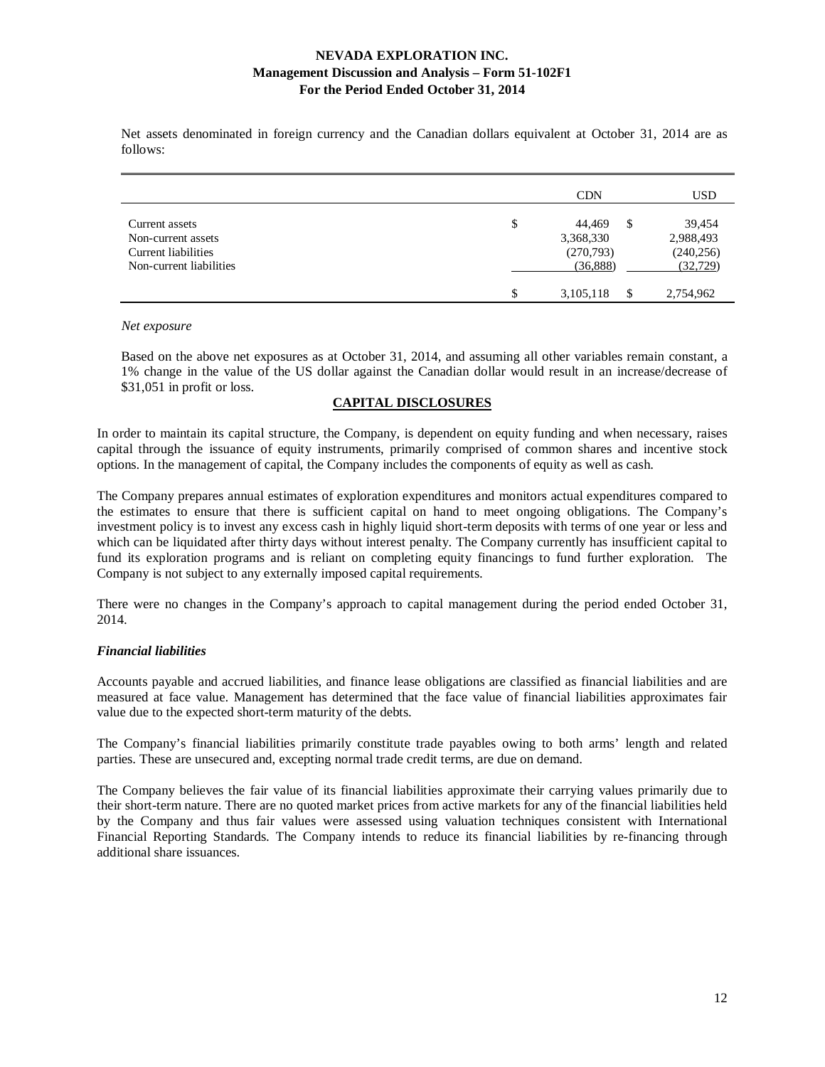Net assets denominated in foreign currency and the Canadian dollars equivalent at October 31, 2014 are as follows:

| | CDN | USD |
|---|---|---|
| Current assets | $ 44,469 | $ 39,454 |
| Non-current assets | 3,368,330 | 2,988,493 |
| Current liabilities | (270,793) | (240,256) |
| Non-current liabilities | (36,888) | (32,729) |
| | $ 3,105,118 | $ 2,754,962 |

*Net exposure*

Based on the above net exposures as at October 31, 2014, and assuming all other variables remain constant, a 1% change in the value of the US dollar against the Canadian dollar would result in an increase/decrease of $31,051 in profit or loss.

## CAPITAL DISCLOSURES

In order to maintain its capital structure, the Company, is dependent on equity funding and when necessary, raises capital through the issuance of equity instruments, primarily comprised of common shares and incentive stock options. In the management of capital, the Company includes the components of equity as well as cash.

The Company prepares annual estimates of exploration expenditures and monitors actual expenditures compared to the estimates to ensure that there is sufficient capital on hand to meet ongoing obligations. The Company's investment policy is to invest any excess cash in highly liquid short-term deposits with terms of one year or less and which can be liquidated after thirty days without interest penalty. The Company currently has insufficient capital to fund its exploration programs and is reliant on completing equity financings to fund further exploration. The Company is not subject to any externally imposed capital requirements.

There were no changes in the Company's approach to capital management during the period ended October 31, 2014.

***Financial liabilities***

Accounts payable and accrued liabilities, and finance lease obligations are classified as financial liabilities and are measured at face value. Management has determined that the face value of financial liabilities approximates fair value due to the expected short-term maturity of the debts.

The Company's financial liabilities primarily constitute trade payables owing to both arms' length and related parties. These are unsecured and, excepting normal trade credit terms, are due on demand.

The Company believes the fair value of its financial liabilities approximate their carrying values primarily due to their short-term nature. There are no quoted market prices from active markets for any of the financial liabilities held by the Company and thus fair values were assessed using valuation techniques consistent with International Financial Reporting Standards. The Company intends to reduce its financial liabilities by re-financing through additional share issuances.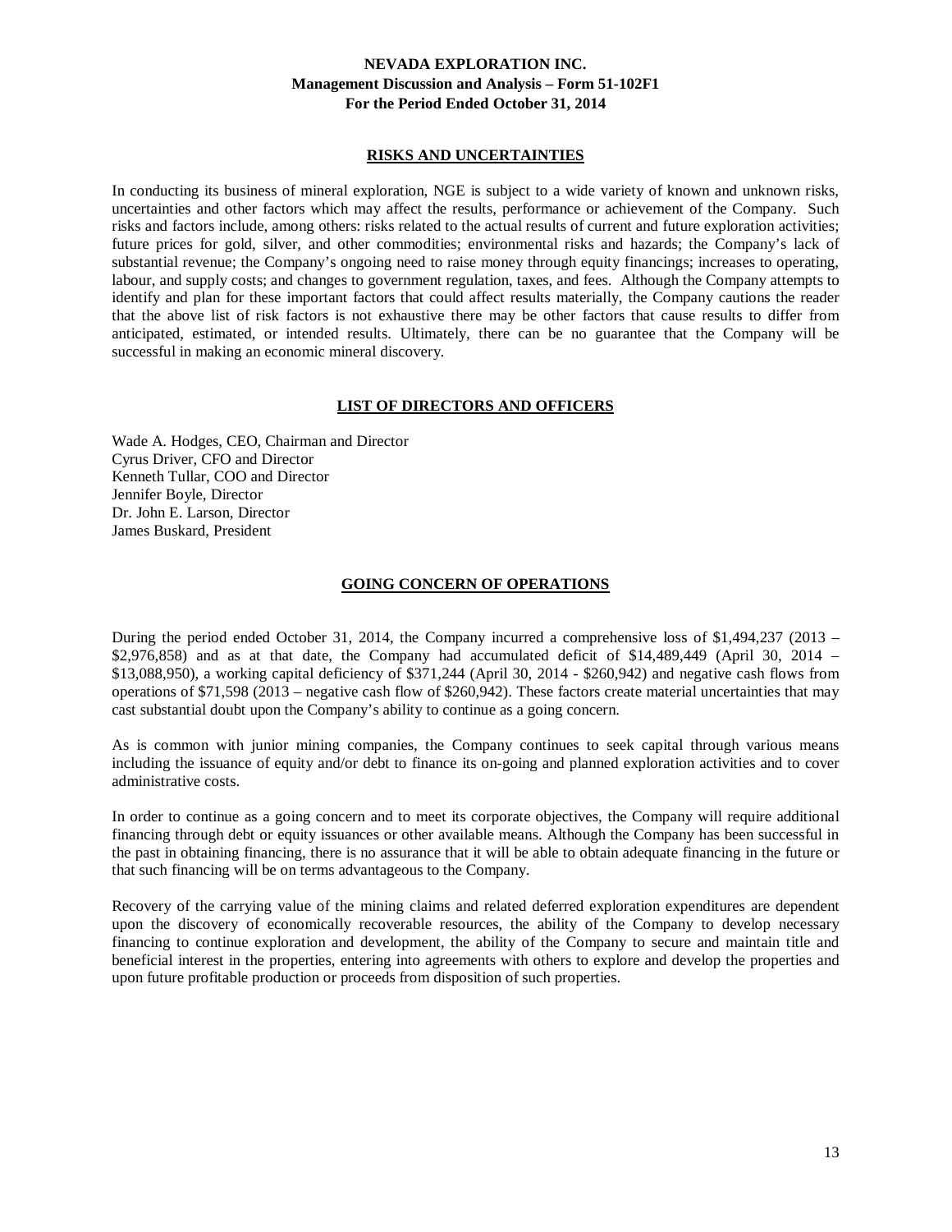## RISKS AND UNCERTAINTIES

In conducting its business of mineral exploration, NGE is subject to a wide variety of known and unknown risks, uncertainties and other factors which may affect the results, performance or achievement of the Company. Such risks and factors include, among others: risks related to the actual results of current and future exploration activities; future prices for gold, silver, and other commodities; environmental risks and hazards; the Company's lack of substantial revenue; the Company's ongoing need to raise money through equity financings; increases to operating, labour, and supply costs; and changes to government regulation, taxes, and fees. Although the Company attempts to identify and plan for these important factors that could affect results materially, the Company cautions the reader that the above list of risk factors is not exhaustive there may be other factors that cause results to differ from anticipated, estimated, or intended results. Ultimately, there can be no guarantee that the Company will be successful in making an economic mineral discovery.

## LIST OF DIRECTORS AND OFFICERS

Wade A. Hodges, CEO, Chairman and Director
Cyrus Driver, CFO and Director
Kenneth Tullar, COO and Director
Jennifer Boyle, Director
Dr. John E. Larson, Director
James Buskard, President

## GOING CONCERN OF OPERATIONS

During the period ended October 31, 2014, the Company incurred a comprehensive loss of $1,494,237 (2013 – $2,976,858) and as at that date, the Company had accumulated deficit of $14,489,449 (April 30, 2014 – $13,088,950), a working capital deficiency of $371,244 (April 30, 2014 - $260,942) and negative cash flows from operations of $71,598 (2013 – negative cash flow of $260,942). These factors create material uncertainties that may cast substantial doubt upon the Company's ability to continue as a going concern.

As is common with junior mining companies, the Company continues to seek capital through various means including the issuance of equity and/or debt to finance its on-going and planned exploration activities and to cover administrative costs.

In order to continue as a going concern and to meet its corporate objectives, the Company will require additional financing through debt or equity issuances or other available means. Although the Company has been successful in the past in obtaining financing, there is no assurance that it will be able to obtain adequate financing in the future or that such financing will be on terms advantageous to the Company.

Recovery of the carrying value of the mining claims and related deferred exploration expenditures are dependent upon the discovery of economically recoverable resources, the ability of the Company to develop necessary financing to continue exploration and development, the ability of the Company to secure and maintain title and beneficial interest in the properties, entering into agreements with others to explore and develop the properties and upon future profitable production or proceeds from disposition of such properties.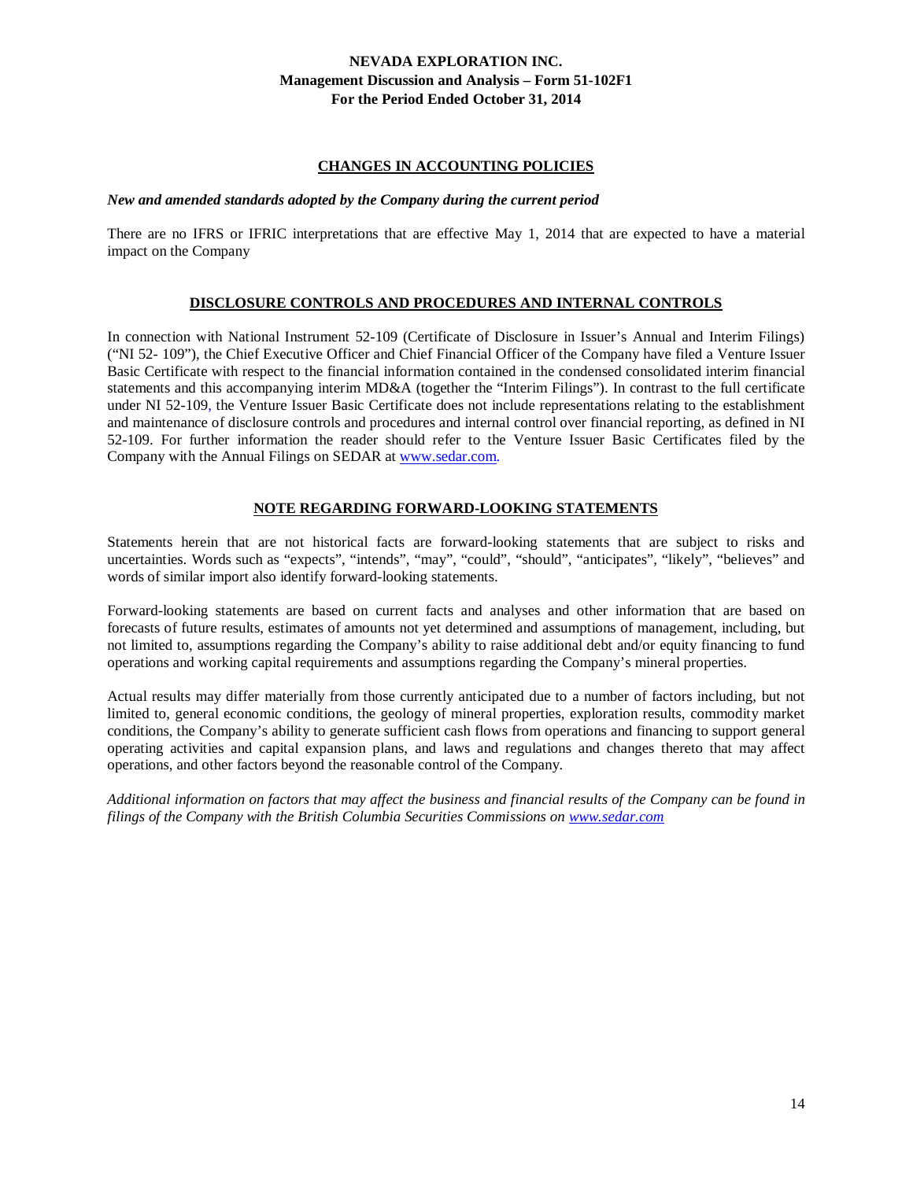## CHANGES IN ACCOUNTING POLICIES

*New and amended standards adopted by the Company during the current period*

There are no IFRS or IFRIC interpretations that are effective May 1, 2014 that are expected to have a material impact on the Company

## DISCLOSURE CONTROLS AND PROCEDURES AND INTERNAL CONTROLS

In connection with National Instrument 52-109 (Certificate of Disclosure in Issuer's Annual and Interim Filings) ("NI 52- 109"), the Chief Executive Officer and Chief Financial Officer of the Company have filed a Venture Issuer Basic Certificate with respect to the financial information contained in the condensed consolidated interim financial statements and this accompanying interim MD&A (together the "Interim Filings"). In contrast to the full certificate under NI 52-109, the Venture Issuer Basic Certificate does not include representations relating to the establishment and maintenance of disclosure controls and procedures and internal control over financial reporting, as defined in NI 52-109. For further information the reader should refer to the Venture Issuer Basic Certificates filed by the Company with the Annual Filings on SEDAR at www.sedar.com.

## NOTE REGARDING FORWARD-LOOKING STATEMENTS

Statements herein that are not historical facts are forward-looking statements that are subject to risks and uncertainties. Words such as "expects", "intends", "may", "could", "should", "anticipates", "likely", "believes" and words of similar import also identify forward-looking statements.

Forward-looking statements are based on current facts and analyses and other information that are based on forecasts of future results, estimates of amounts not yet determined and assumptions of management, including, but not limited to, assumptions regarding the Company's ability to raise additional debt and/or equity financing to fund operations and working capital requirements and assumptions regarding the Company's mineral properties.

Actual results may differ materially from those currently anticipated due to a number of factors including, but not limited to, general economic conditions, the geology of mineral properties, exploration results, commodity market conditions, the Company's ability to generate sufficient cash flows from operations and financing to support general operating activities and capital expansion plans, and laws and regulations and changes thereto that may affect operations, and other factors beyond the reasonable control of the Company.

*Additional information on factors that may affect the business and financial results of the Company can be found in filings of the Company with the British Columbia Securities Commissions on www.sedar.com*